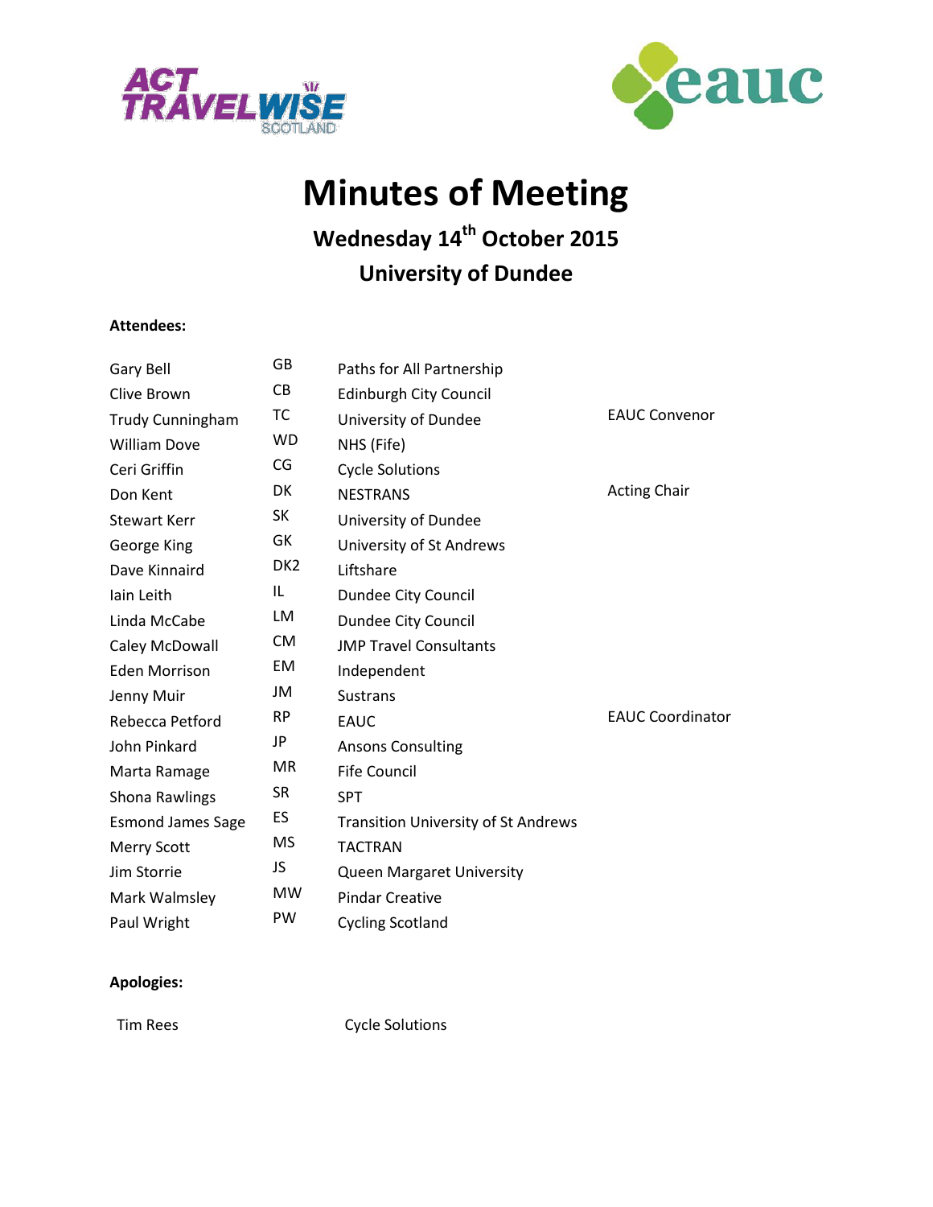# Minutes of Meeting

## Wednesday 14th October 2015

## University of Dundee

**Attendees:**

| | | | |
|---|---|---|---|
| Gary Bell | GB | Paths for All Partnership | |
| Clive Brown | CB | Edinburgh City Council | |
| Trudy Cunningham | TC | University of Dundee | EAUC Convenor |
| William Dove | WD | NHS (Fife) | |
| Ceri Griffin | CG | Cycle Solutions | |
| Don Kent | DK | NESTRANS | Acting Chair |
| Stewart Kerr | SK | University of Dundee | |
| George King | GK | University of St Andrews | |
| Dave Kinnaird | DK2 | Liftshare | |
| Iain Leith | IL | Dundee City Council | |
| Linda McCabe | LM | Dundee City Council | |
| Caley McDowall | CM | JMP Travel Consultants | |
| Eden Morrison | EM | Independent | |
| Jenny Muir | JM | Sustrans | |
| Rebecca Petford | RP | EAUC | EAUC Coordinator |
| John Pinkard | JP | Ansons Consulting | |
| Marta Ramage | MR | Fife Council | |
| Shona Rawlings | SR | SPT | |
| Esmond James Sage | ES | Transition University of St Andrews | |
| Merry Scott | MS | TACTRAN | |
| Jim Storrie | JS | Queen Margaret University | |
| Mark Walmsley | MW | Pindar Creative | |
| Paul Wright | PW | Cycling Scotland | |

**Apologies:**

| | |
|---|---|
| Tim Rees | Cycle Solutions |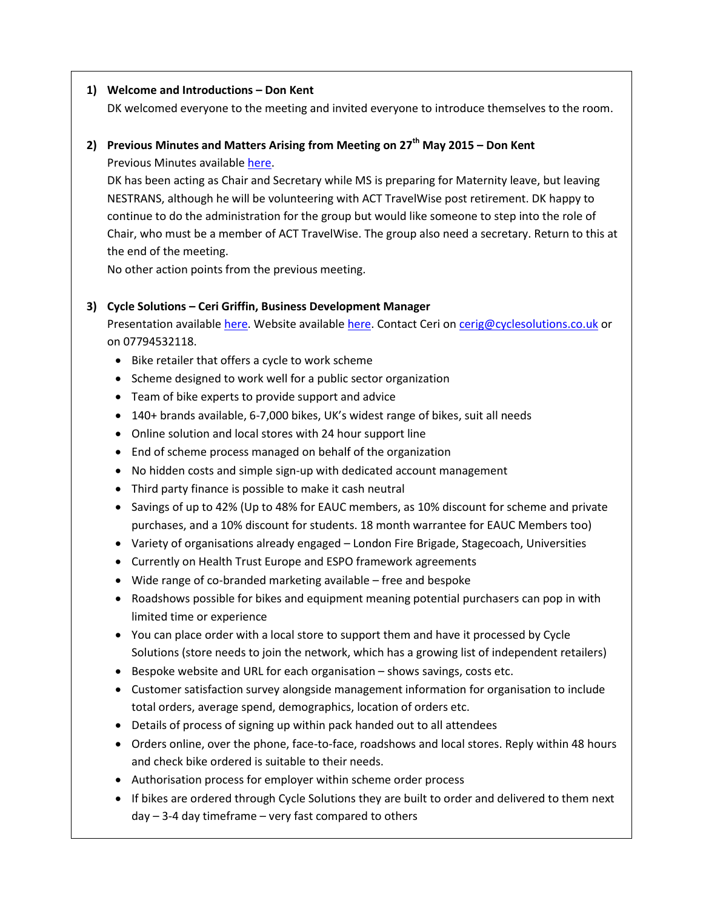1) **Welcome and Introductions – Don Kent**

DK welcomed everyone to the meeting and invited everyone to introduce themselves to the room.

2) **Previous Minutes and Matters Arising from Meeting on 27th May 2015 – Don Kent**

Previous Minutes available here.

DK has been acting as Chair and Secretary while MS is preparing for Maternity leave, but leaving NESTRANS, although he will be volunteering with ACT TravelWise post retirement. DK happy to continue to do the administration for the group but would like someone to step into the role of Chair, who must be a member of ACT TravelWise. The group also need a secretary. Return to this at the end of the meeting.

No other action points from the previous meeting.

3) **Cycle Solutions – Ceri Griffin, Business Development Manager**

Presentation available here. Website available here. Contact Ceri on cerig@cyclesolutions.co.uk or on 07794532118.

- Bike retailer that offers a cycle to work scheme
- Scheme designed to work well for a public sector organization
- Team of bike experts to provide support and advice
- 140+ brands available, 6-7,000 bikes, UK's widest range of bikes, suit all needs
- Online solution and local stores with 24 hour support line
- End of scheme process managed on behalf of the organization
- No hidden costs and simple sign-up with dedicated account management
- Third party finance is possible to make it cash neutral
- Savings of up to 42% (Up to 48% for EAUC members, as 10% discount for scheme and private purchases, and a 10% discount for students. 18 month warrantee for EAUC Members too)
- Variety of organisations already engaged – London Fire Brigade, Stagecoach, Universities
- Currently on Health Trust Europe and ESPO framework agreements
- Wide range of co-branded marketing available – free and bespoke
- Roadshows possible for bikes and equipment meaning potential purchasers can pop in with limited time or experience
- You can place order with a local store to support them and have it processed by Cycle Solutions (store needs to join the network, which has a growing list of independent retailers)
- Bespoke website and URL for each organisation – shows savings, costs etc.
- Customer satisfaction survey alongside management information for organisation to include total orders, average spend, demographics, location of orders etc.
- Details of process of signing up within pack handed out to all attendees
- Orders online, over the phone, face-to-face, roadshows and local stores. Reply within 48 hours and check bike ordered is suitable to their needs.
- Authorisation process for employer within scheme order process
- If bikes are ordered through Cycle Solutions they are built to order and delivered to them next day – 3-4 day timeframe – very fast compared to others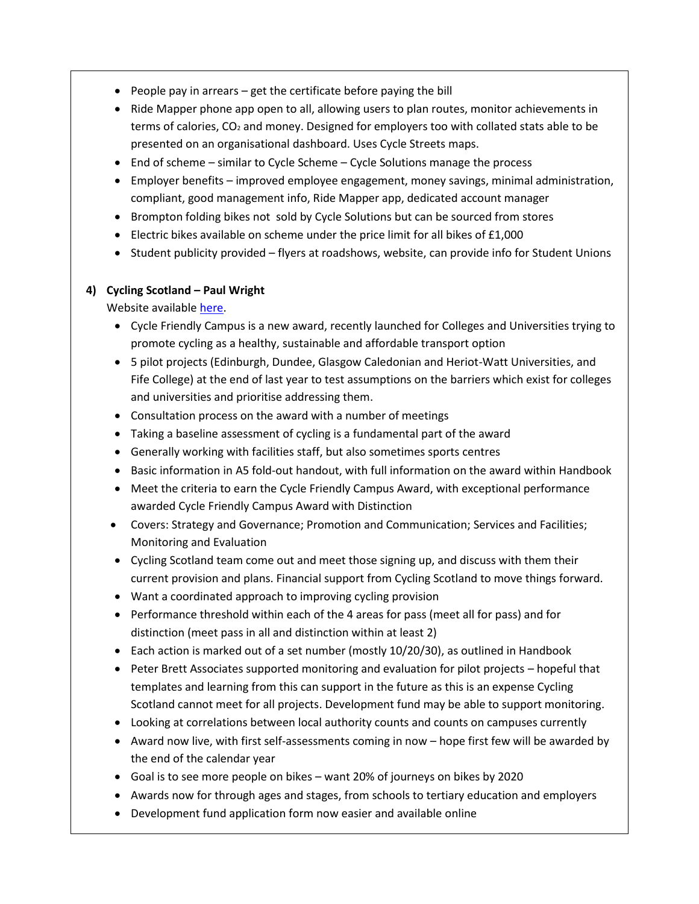- People pay in arrears – get the certificate before paying the bill
- Ride Mapper phone app open to all, allowing users to plan routes, monitor achievements in terms of calories, $CO_2$ and money. Designed for employers too with collated stats able to be presented on an organisational dashboard. Uses Cycle Streets maps.
- End of scheme – similar to Cycle Scheme – Cycle Solutions manage the process
- Employer benefits – improved employee engagement, money savings, minimal administration, compliant, good management info, Ride Mapper app, dedicated account manager
- Brompton folding bikes not sold by Cycle Solutions but can be sourced from stores
- Electric bikes available on scheme under the price limit for all bikes of £1,000
- Student publicity provided – flyers at roadshows, website, can provide info for Student Unions

**4) Cycling Scotland – Paul Wright**

Website available here.

- Cycle Friendly Campus is a new award, recently launched for Colleges and Universities trying to promote cycling as a healthy, sustainable and affordable transport option
- 5 pilot projects (Edinburgh, Dundee, Glasgow Caledonian and Heriot-Watt Universities, and Fife College) at the end of last year to test assumptions on the barriers which exist for colleges and universities and prioritise addressing them.
- Consultation process on the award with a number of meetings
- Taking a baseline assessment of cycling is a fundamental part of the award
- Generally working with facilities staff, but also sometimes sports centres
- Basic information in A5 fold-out handout, with full information on the award within Handbook
- Meet the criteria to earn the Cycle Friendly Campus Award, with exceptional performance awarded Cycle Friendly Campus Award with Distinction
- Covers: Strategy and Governance; Promotion and Communication; Services and Facilities; Monitoring and Evaluation
- Cycling Scotland team come out and meet those signing up, and discuss with them their current provision and plans. Financial support from Cycling Scotland to move things forward.
- Want a coordinated approach to improving cycling provision
- Performance threshold within each of the 4 areas for pass (meet all for pass) and for distinction (meet pass in all and distinction within at least 2)
- Each action is marked out of a set number (mostly 10/20/30), as outlined in Handbook
- Peter Brett Associates supported monitoring and evaluation for pilot projects – hopeful that templates and learning from this can support in the future as this is an expense Cycling Scotland cannot meet for all projects. Development fund may be able to support monitoring.
- Looking at correlations between local authority counts and counts on campuses currently
- Award now live, with first self-assessments coming in now – hope first few will be awarded by the end of the calendar year
- Goal is to see more people on bikes – want 20% of journeys on bikes by 2020
- Awards now for through ages and stages, from schools to tertiary education and employers
- Development fund application form now easier and available online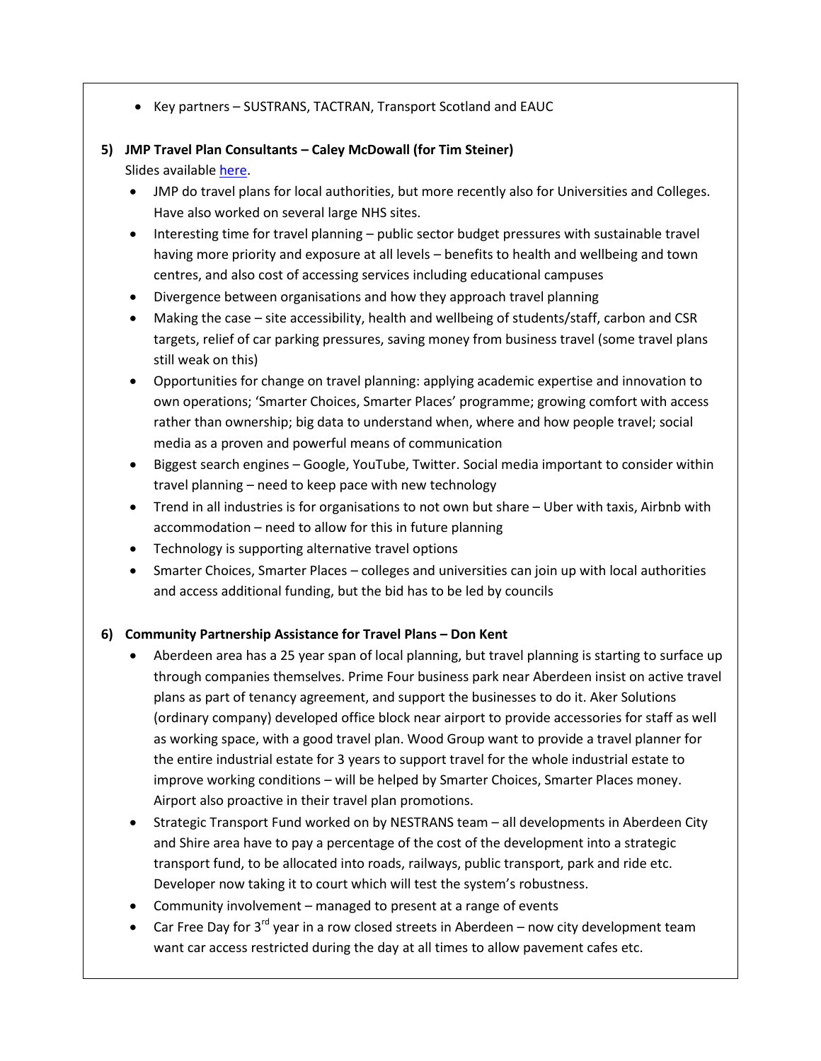- Key partners – SUSTRANS, TACTRAN, Transport Scotland and EAUC

**5) JMP Travel Plan Consultants – Caley McDowall (for Tim Steiner)**

Slides available here.

- JMP do travel plans for local authorities, but more recently also for Universities and Colleges. Have also worked on several large NHS sites.
- Interesting time for travel planning – public sector budget pressures with sustainable travel having more priority and exposure at all levels – benefits to health and wellbeing and town centres, and also cost of accessing services including educational campuses
- Divergence between organisations and how they approach travel planning
- Making the case – site accessibility, health and wellbeing of students/staff, carbon and CSR targets, relief of car parking pressures, saving money from business travel (some travel plans still weak on this)
- Opportunities for change on travel planning: applying academic expertise and innovation to own operations; 'Smarter Choices, Smarter Places' programme; growing comfort with access rather than ownership; big data to understand when, where and how people travel; social media as a proven and powerful means of communication
- Biggest search engines – Google, YouTube, Twitter. Social media important to consider within travel planning – need to keep pace with new technology
- Trend in all industries is for organisations to not own but share – Uber with taxis, Airbnb with accommodation – need to allow for this in future planning
- Technology is supporting alternative travel options
- Smarter Choices, Smarter Places – colleges and universities can join up with local authorities and access additional funding, but the bid has to be led by councils

**6) Community Partnership Assistance for Travel Plans – Don Kent**

- Aberdeen area has a 25 year span of local planning, but travel planning is starting to surface up through companies themselves. Prime Four business park near Aberdeen insist on active travel plans as part of tenancy agreement, and support the businesses to do it. Aker Solutions (ordinary company) developed office block near airport to provide accessories for staff as well as working space, with a good travel plan. Wood Group want to provide a travel planner for the entire industrial estate for 3 years to support travel for the whole industrial estate to improve working conditions – will be helped by Smarter Choices, Smarter Places money. Airport also proactive in their travel plan promotions.
- Strategic Transport Fund worked on by NESTRANS team – all developments in Aberdeen City and Shire area have to pay a percentage of the cost of the development into a strategic transport fund, to be allocated into roads, railways, public transport, park and ride etc. Developer now taking it to court which will test the system's robustness.
- Community involvement – managed to present at a range of events
- Car Free Day for 3rd year in a row closed streets in Aberdeen – now city development team want car access restricted during the day at all times to allow pavement cafes etc.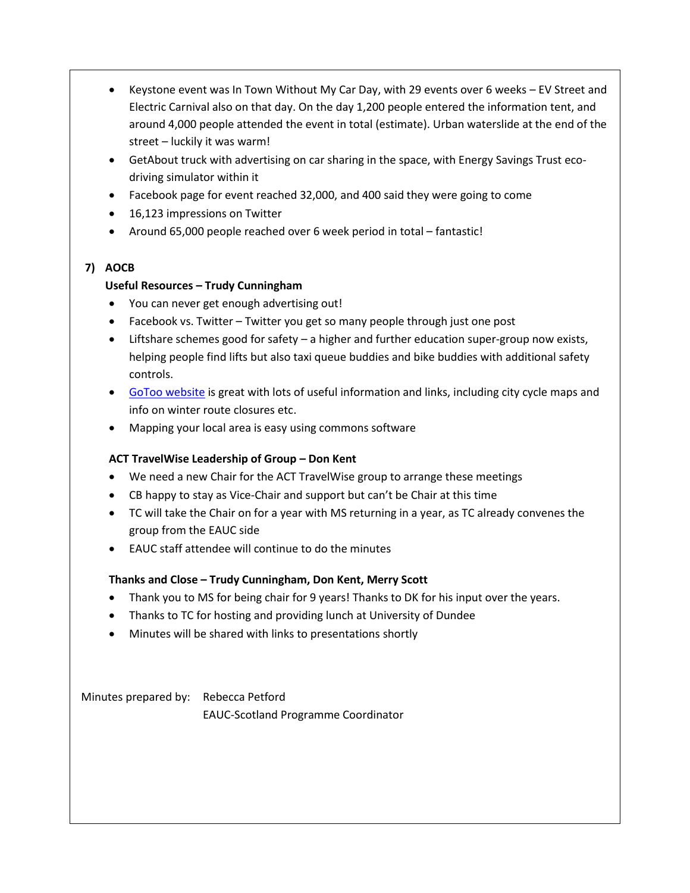- Keystone event was In Town Without My Car Day, with 29 events over 6 weeks – EV Street and Electric Carnival also on that day. On the day 1,200 people entered the information tent, and around 4,000 people attended the event in total (estimate). Urban waterslide at the end of the street – luckily it was warm!
- GetAbout truck with advertising on car sharing in the space, with Energy Savings Trust eco-driving simulator within it
- Facebook page for event reached 32,000, and 400 said they were going to come
- 16,123 impressions on Twitter
- Around 65,000 people reached over 6 week period in total – fantastic!

**7) AOCB**

**Useful Resources – Trudy Cunningham**

- You can never get enough advertising out!
- Facebook vs. Twitter – Twitter you get so many people through just one post
- Liftshare schemes good for safety – a higher and further education super-group now exists, helping people find lifts but also taxi queue buddies and bike buddies with additional safety controls.
- GoToo website is great with lots of useful information and links, including city cycle maps and info on winter route closures etc.
- Mapping your local area is easy using commons software

**ACT TravelWise Leadership of Group – Don Kent**

- We need a new Chair for the ACT TravelWise group to arrange these meetings
- CB happy to stay as Vice-Chair and support but can't be Chair at this time
- TC will take the Chair on for a year with MS returning in a year, as TC already convenes the group from the EAUC side
- EAUC staff attendee will continue to do the minutes

**Thanks and Close – Trudy Cunningham, Don Kent, Merry Scott**

- Thank you to MS for being chair for 9 years! Thanks to DK for his input over the years.
- Thanks to TC for hosting and providing lunch at University of Dundee
- Minutes will be shared with links to presentations shortly

Minutes prepared by: Rebecca Petford
EAUC-Scotland Programme Coordinator